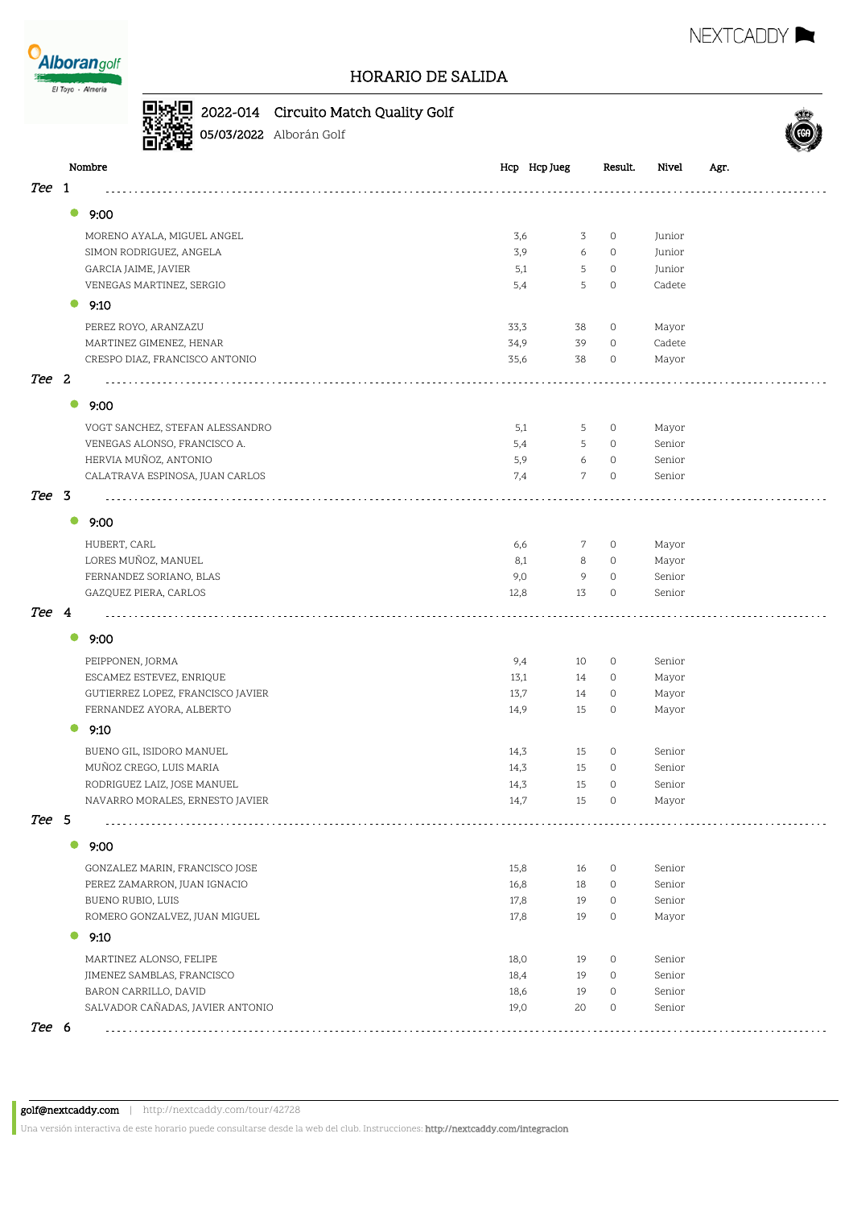# HORARIO DE SALIDA

**2022-014** Circuito Match Quality Golf
**05/03/2022** Alborán Golf

| Nombre | Hcp | Hcp Jueg | Result. | Nivel | Agr. |
|---|---|---|---|---|---|
| ***Tee 1*** | | | | | |
| **9:00** | | | | | |
| MORENO AYALA, MIGUEL ANGEL | 3,6 | 3 | 0 | Junior | |
| SIMON RODRIGUEZ, ANGELA | 3,9 | 6 | 0 | Junior | |
| GARCIA JAIME, JAVIER | 5,1 | 5 | 0 | Junior | |
| VENEGAS MARTINEZ, SERGIO | 5,4 | 5 | 0 | Cadete | |
| **9:10** | | | | | |
| PEREZ ROYO, ARANZAZU | 33,3 | 38 | 0 | Mayor | |
| MARTINEZ GIMENEZ, HENAR | 34,9 | 39 | 0 | Cadete | |
| CRESPO DIAZ, FRANCISCO ANTONIO | 35,6 | 38 | 0 | Mayor | |
| ***Tee 2*** | | | | | |
| **9:00** | | | | | |
| VOGT SANCHEZ, STEFAN ALESSANDRO | 5,1 | 5 | 0 | Mayor | |
| VENEGAS ALONSO, FRANCISCO A. | 5,4 | 5 | 0 | Senior | |
| HERVIA MUÑOZ, ANTONIO | 5,9 | 6 | 0 | Senior | |
| CALATRAVA ESPINOSA, JUAN CARLOS | 7,4 | 7 | 0 | Senior | |
| ***Tee 3*** | | | | | |
| **9:00** | | | | | |
| HUBERT, CARL | 6,6 | 7 | 0 | Mayor | |
| LORES MUÑOZ, MANUEL | 8,1 | 8 | 0 | Mayor | |
| FERNANDEZ SORIANO, BLAS | 9,0 | 9 | 0 | Senior | |
| GAZQUEZ PIERA, CARLOS | 12,8 | 13 | 0 | Senior | |
| ***Tee 4*** | | | | | |
| **9:00** | | | | | |
| PEIPPONEN, JORMA | 9,4 | 10 | 0 | Senior | |
| ESCAMEZ ESTEVEZ, ENRIQUE | 13,1 | 14 | 0 | Mayor | |
| GUTIERREZ LOPEZ, FRANCISCO JAVIER | 13,7 | 14 | 0 | Mayor | |
| FERNANDEZ AYORA, ALBERTO | 14,9 | 15 | 0 | Mayor | |
| **9:10** | | | | | |
| BUENO GIL, ISIDORO MANUEL | 14,3 | 15 | 0 | Senior | |
| MUÑOZ CREGO, LUIS MARIA | 14,3 | 15 | 0 | Senior | |
| RODRIGUEZ LAIZ, JOSE MANUEL | 14,3 | 15 | 0 | Senior | |
| NAVARRO MORALES, ERNESTO JAVIER | 14,7 | 15 | 0 | Mayor | |
| ***Tee 5*** | | | | | |
| **9:00** | | | | | |
| GONZALEZ MARIN, FRANCISCO JOSE | 15,8 | 16 | 0 | Senior | |
| PEREZ ZAMARRON, JUAN IGNACIO | 16,8 | 18 | 0 | Senior | |
| BUENO RUBIO, LUIS | 17,8 | 19 | 0 | Senior | |
| ROMERO GONZALVEZ, JUAN MIGUEL | 17,8 | 19 | 0 | Mayor | |
| **9:10** | | | | | |
| MARTINEZ ALONSO, FELIPE | 18,0 | 19 | 0 | Senior | |
| JIMENEZ SAMBLAS, FRANCISCO | 18,4 | 19 | 0 | Senior | |
| BARON CARRILLO, DAVID | 18,6 | 19 | 0 | Senior | |
| SALVADOR CAÑADAS, JAVIER ANTONIO | 19,0 | 20 | 0 | Senior | |
| ***Tee 6*** | | | | | |

golf@nextcaddy.com | http://nextcaddy.com/tour/42728

Una versión interactiva de este horario puede consultarse desde la web del club. Instrucciones: http://nextcaddy.com/integracion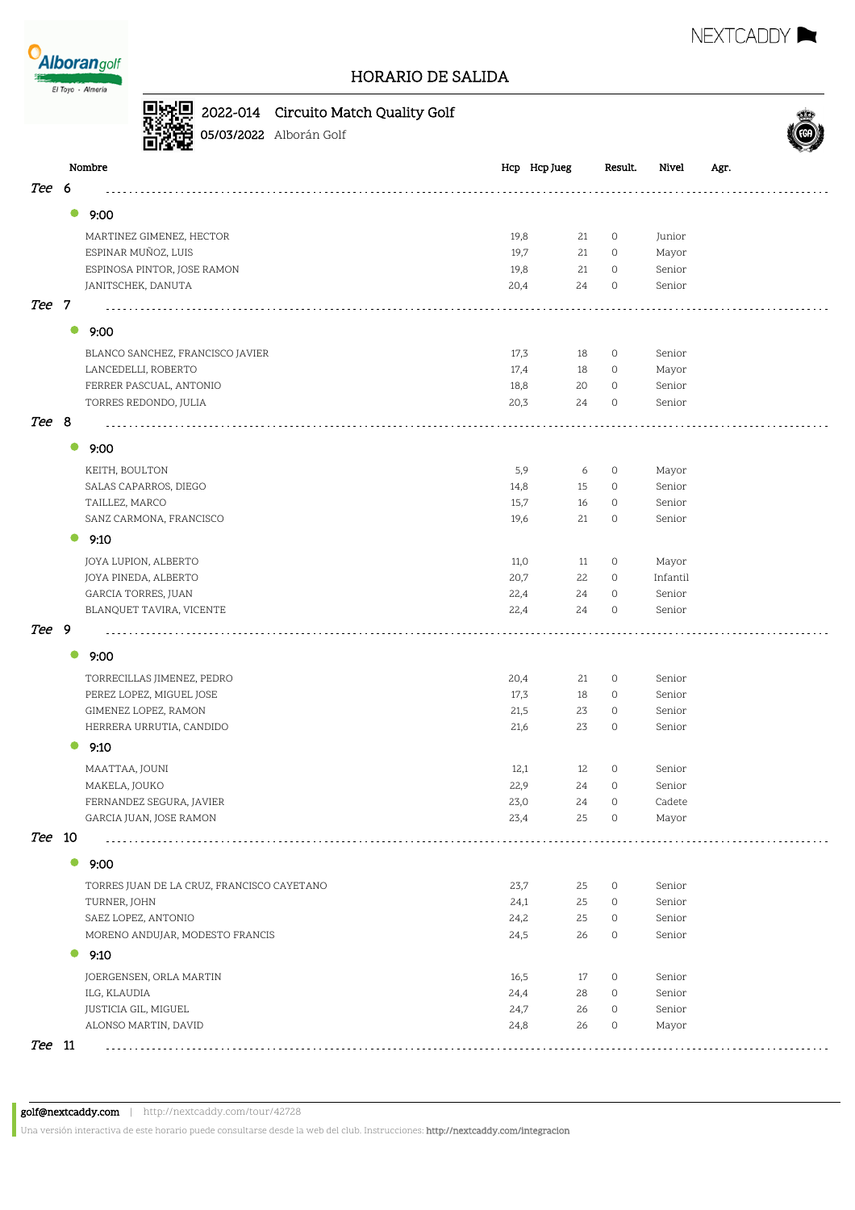# HORARIO DE SALIDA

**2022-014** Circuito Match Quality Golf

**05/03/2022** Alborán Golf

| Nombre | Hcp | Hcp Jueg | Result. | Nivel | Agr. |
|---|---|---|---|---|---|
| **Tee 6** | | | | | |
| **9:00** | | | | | |
| MARTINEZ GIMENEZ, HECTOR | 19,8 | 21 | 0 | Junior | |
| ESPINAR MUÑOZ, LUIS | 19,7 | 21 | 0 | Mayor | |
| ESPINOSA PINTOR, JOSE RAMON | 19,8 | 21 | 0 | Senior | |
| JANITSCHEK, DANUTA | 20,4 | 24 | 0 | Senior | |
| **Tee 7** | | | | | |
| **9:00** | | | | | |
| BLANCO SANCHEZ, FRANCISCO JAVIER | 17,3 | 18 | 0 | Senior | |
| LANCEDELLI, ROBERTO | 17,4 | 18 | 0 | Mayor | |
| FERRER PASCUAL, ANTONIO | 18,8 | 20 | 0 | Senior | |
| TORRES REDONDO, JULIA | 20,3 | 24 | 0 | Senior | |
| **Tee 8** | | | | | |
| **9:00** | | | | | |
| KEITH, BOULTON | 5,9 | 6 | 0 | Mayor | |
| SALAS CAPARROS, DIEGO | 14,8 | 15 | 0 | Senior | |
| TAILLEZ, MARCO | 15,7 | 16 | 0 | Senior | |
| SANZ CARMONA, FRANCISCO | 19,6 | 21 | 0 | Senior | |
| **9:10** | | | | | |
| JOYA LUPION, ALBERTO | 11,0 | 11 | 0 | Mayor | |
| JOYA PINEDA, ALBERTO | 20,7 | 22 | 0 | Infantil | |
| GARCIA TORRES, JUAN | 22,4 | 24 | 0 | Senior | |
| BLANQUET TAVIRA, VICENTE | 22,4 | 24 | 0 | Senior | |
| **Tee 9** | | | | | |
| **9:00** | | | | | |
| TORRECILLAS JIMENEZ, PEDRO | 20,4 | 21 | 0 | Senior | |
| PEREZ LOPEZ, MIGUEL JOSE | 17,3 | 18 | 0 | Senior | |
| GIMENEZ LOPEZ, RAMON | 21,5 | 23 | 0 | Senior | |
| HERRERA URRUTIA, CANDIDO | 21,6 | 23 | 0 | Senior | |
| **9:10** | | | | | |
| MAATTAA, JOUNI | 12,1 | 12 | 0 | Senior | |
| MAKELA, JOUKO | 22,9 | 24 | 0 | Senior | |
| FERNANDEZ SEGURA, JAVIER | 23,0 | 24 | 0 | Cadete | |
| GARCIA JUAN, JOSE RAMON | 23,4 | 25 | 0 | Mayor | |
| **Tee 10** | | | | | |
| **9:00** | | | | | |
| TORRES JUAN DE LA CRUZ, FRANCISCO CAYETANO | 23,7 | 25 | 0 | Senior | |
| TURNER, JOHN | 24,1 | 25 | 0 | Senior | |
| SAEZ LOPEZ, ANTONIO | 24,2 | 25 | 0 | Senior | |
| MORENO ANDUJAR, MODESTO FRANCIS | 24,5 | 26 | 0 | Senior | |
| **9:10** | | | | | |
| JOERGENSEN, ORLA MARTIN | 16,5 | 17 | 0 | Senior | |
| ILG, KLAUDIA | 24,4 | 28 | 0 | Senior | |
| JUSTICIA GIL, MIGUEL | 24,7 | 26 | 0 | Senior | |
| ALONSO MARTIN, DAVID | 24,8 | 26 | 0 | Mayor | |
| **Tee 11** | | | | | |

golf@nextcaddy.com | http://nextcaddy.com/tour/42728

Una versión interactiva de este horario puede consultarse desde la web del club. Instrucciones: http://nextcaddy.com/integracion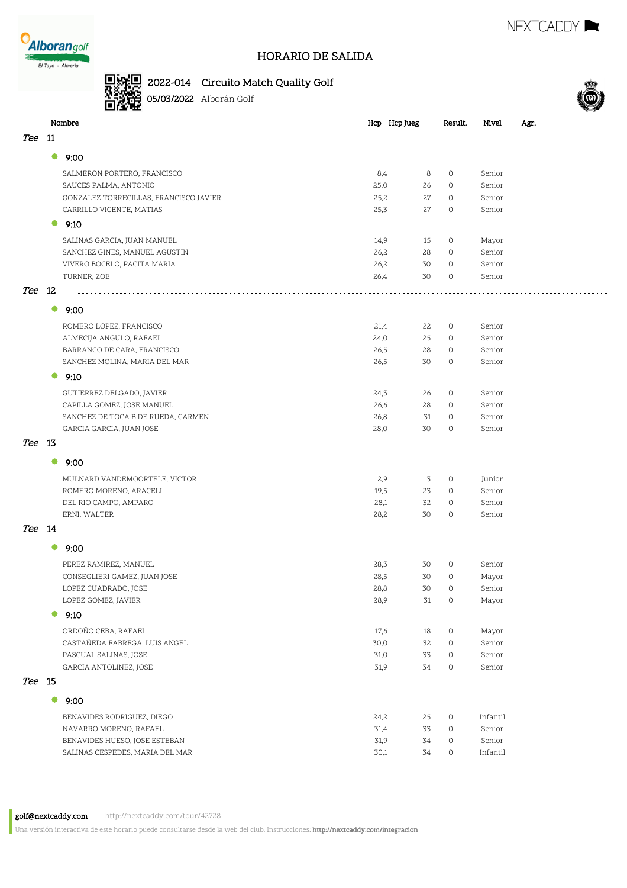# HORARIO DE SALIDA

**2022-014** Circuito Match Quality Golf
**05/03/2022** Alborán Golf

| Nombre | Hcp | Hcp Jueg | Result. | Nivel | Agr. |
|---|---|---|---|---|---|
| ***Tee 11*** | | | | | |
| **9:00** | | | | | |
| SALMERON PORTERO, FRANCISCO | 8,4 | 8 | 0 | Senior | |
| SAUCES PALMA, ANTONIO | 25,0 | 26 | 0 | Senior | |
| GONZALEZ TORRECILLAS, FRANCISCO JAVIER | 25,2 | 27 | 0 | Senior | |
| CARRILLO VICENTE, MATIAS | 25,3 | 27 | 0 | Senior | |
| **9:10** | | | | | |
| SALINAS GARCIA, JUAN MANUEL | 14,9 | 15 | 0 | Mayor | |
| SANCHEZ GINES, MANUEL AGUSTIN | 26,2 | 28 | 0 | Senior | |
| VIVERO BOCELO, PACITA MARIA | 26,2 | 30 | 0 | Senior | |
| TURNER, ZOE | 26,4 | 30 | 0 | Senior | |
| ***Tee 12*** | | | | | |
| **9:00** | | | | | |
| ROMERO LOPEZ, FRANCISCO | 21,4 | 22 | 0 | Senior | |
| ALMECIJA ANGULO, RAFAEL | 24,0 | 25 | 0 | Senior | |
| BARRANCO DE CARA, FRANCISCO | 26,5 | 28 | 0 | Senior | |
| SANCHEZ MOLINA, MARIA DEL MAR | 26,5 | 30 | 0 | Senior | |
| **9:10** | | | | | |
| GUTIERREZ DELGADO, JAVIER | 24,3 | 26 | 0 | Senior | |
| CAPILLA GOMEZ, JOSE MANUEL | 26,6 | 28 | 0 | Senior | |
| SANCHEZ DE TOCA B DE RUEDA, CARMEN | 26,8 | 31 | 0 | Senior | |
| GARCIA GARCIA, JUAN JOSE | 28,0 | 30 | 0 | Senior | |
| ***Tee 13*** | | | | | |
| **9:00** | | | | | |
| MULNARD VANDEMOORTELE, VICTOR | 2,9 | 3 | 0 | Junior | |
| ROMERO MORENO, ARACELI | 19,5 | 23 | 0 | Senior | |
| DEL RIO CAMPO, AMPARO | 28,1 | 32 | 0 | Senior | |
| ERNI, WALTER | 28,2 | 30 | 0 | Senior | |
| ***Tee 14*** | | | | | |
| **9:00** | | | | | |
| PEREZ RAMIREZ, MANUEL | 28,3 | 30 | 0 | Senior | |
| CONSEGLIERI GAMEZ, JUAN JOSE | 28,5 | 30 | 0 | Mayor | |
| LOPEZ CUADRADO, JOSE | 28,8 | 30 | 0 | Senior | |
| LOPEZ GOMEZ, JAVIER | 28,9 | 31 | 0 | Mayor | |
| **9:10** | | | | | |
| ORDOÑO CEBA, RAFAEL | 17,6 | 18 | 0 | Mayor | |
| CASTAÑEDA FABREGA, LUIS ANGEL | 30,0 | 32 | 0 | Senior | |
| PASCUAL SALINAS, JOSE | 31,0 | 33 | 0 | Senior | |
| GARCIA ANTOLINEZ, JOSE | 31,9 | 34 | 0 | Senior | |
| ***Tee 15*** | | | | | |
| **9:00** | | | | | |
| BENAVIDES RODRIGUEZ, DIEGO | 24,2 | 25 | 0 | Infantil | |
| NAVARRO MORENO, RAFAEL | 31,4 | 33 | 0 | Senior | |
| BENAVIDES HUESO, JOSE ESTEBAN | 31,9 | 34 | 0 | Senior | |
| SALINAS CESPEDES, MARIA DEL MAR | 30,1 | 34 | 0 | Infantil | |

**golf@nextcaddy.com** | http://nextcaddy.com/tour/42728

Una versión interactiva de este horario puede consultarse desde la web del club. Instrucciones: **http://nextcaddy.com/integracion**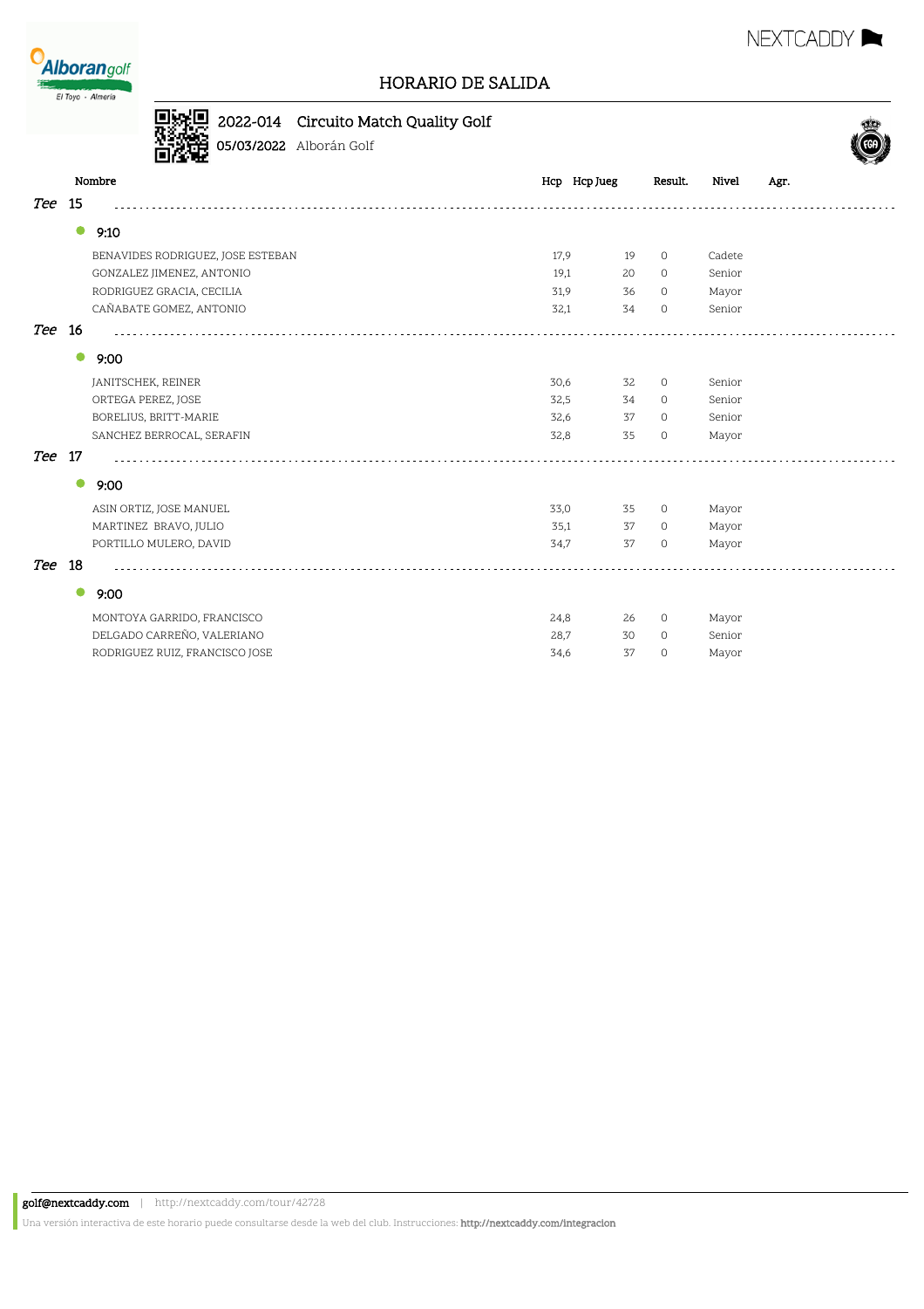# HORARIO DE SALIDA

2022-014 Circuito Match Quality Golf
**05/03/2022** Alborán Golf

| Nombre | Hcp | Hcp Jueg | Result. | Nivel | Agr. |
|---|---|---|---|---|---|
| ***Tee* 15** | | | | | |
| **9:10** | | | | | |
| BENAVIDES RODRIGUEZ, JOSE ESTEBAN | 17,9 | 19 | 0 | Cadete | |
| GONZALEZ JIMENEZ, ANTONIO | 19,1 | 20 | 0 | Senior | |
| RODRIGUEZ GRACIA, CECILIA | 31,9 | 36 | 0 | Mayor | |
| CAÑABATE GOMEZ, ANTONIO | 32,1 | 34 | 0 | Senior | |
| ***Tee* 16** | | | | | |
| **9:00** | | | | | |
| JANITSCHEK, REINER | 30,6 | 32 | 0 | Senior | |
| ORTEGA PEREZ, JOSE | 32,5 | 34 | 0 | Senior | |
| BORELIUS, BRITT-MARIE | 32,6 | 37 | 0 | Senior | |
| SANCHEZ BERROCAL, SERAFIN | 32,8 | 35 | 0 | Mayor | |
| ***Tee* 17** | | | | | |
| **9:00** | | | | | |
| ASIN ORTIZ, JOSE MANUEL | 33,0 | 35 | 0 | Mayor | |
| MARTINEZ BRAVO, JULIO | 35,1 | 37 | 0 | Mayor | |
| PORTILLO MULERO, DAVID | 34,7 | 37 | 0 | Mayor | |
| ***Tee* 18** | | | | | |
| **9:00** | | | | | |
| MONTOYA GARRIDO, FRANCISCO | 24,8 | 26 | 0 | Mayor | |
| DELGADO CARREÑO, VALERIANO | 28,7 | 30 | 0 | Senior | |
| RODRIGUEZ RUIZ, FRANCISCO JOSE | 34,6 | 37 | 0 | Mayor | |

**golf@nextcaddy.com** | http://nextcaddy.com/tour/42728

Una versión interactiva de este horario puede consultarse desde la web del club. Instrucciones: **http://nextcaddy.com/integracion**